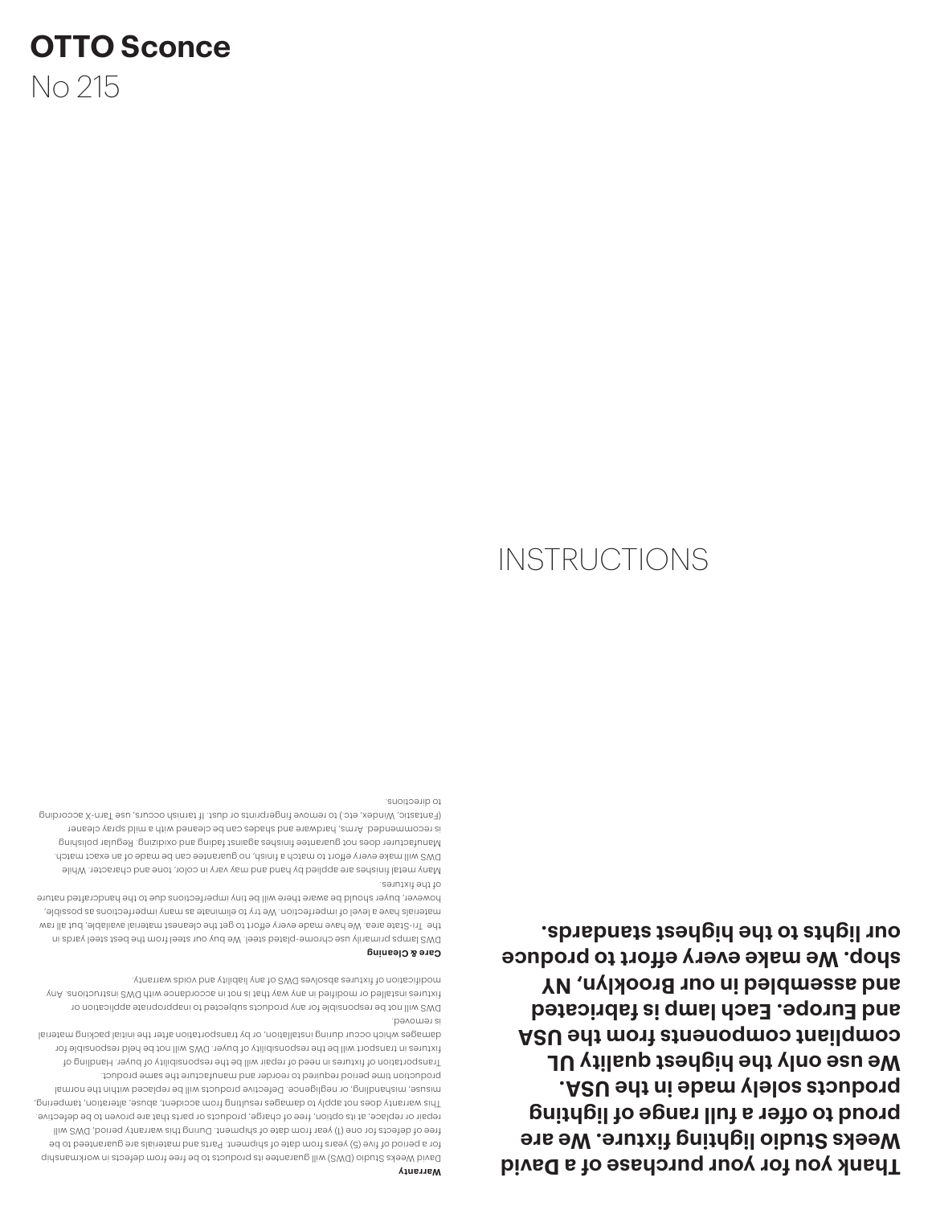# OTTO Sconce

No 215

INSTRUCTIONS

**Thank you for your purchase of a David Weeks Studio lighting fixture. We are proud to offer a full range of lighting products solely made in the USA. We use only the highest quality UL compliant components from the USA and Europe. Each lamp is fabricated and assembled in our Brooklyn, NY shop. We make every effort to produce our lights to the highest standards.**

**Warranty**

David Weeks Studio (DWS) will guarantee its products to be free from defects in workmanship for a period of five (5) years from date of shipment. Parts and materials are guaranteed to be free of defects for one (1) year from date of shipment. During this warranty period, DWS will repair or replace, at its option, free of charge, products or parts that are proven to be defective. This warranty does not apply to damages resulting from accident, abuse, alteration, tampering, misuse, mishandling, or negligence. Defective products will be replaced within the normal production time period required to reorder and manufacture the same product.

Transportation of fixtures in need of repair will be the responsibility of buyer. Handling of fixtures in transport will be the responsibility of buyer. DWS will not be held responsible for damages which occur during installation, or by transportation after the initial packing material is removed.

DWS will not be responsible for any products subjected to inappropriate application or fixtures installed or modified in any way that is not in accordance with DWS instructions. Any modification of fixtures absolves DWS of any liability and voids warranty.

**Care & Cleaning**

DWS lamps primarily use chrome-plated steel. We buy our steel from the best steel yards in the Tri-State area. We have made every effort to get the cleanest material available, but all raw materials have a level of imperfection. We try to eliminate as many imperfections as possible, however, buyer should be aware there will be tiny imperfections due to the handcrafted nature of the fixtures.

Many metal finishes are applied by hand and may vary in color, tone and character. While DWS will make every effort to match a finish, no guarantee can be made of an exact match. Manufacturer does not guarantee finishes against fading and oxidizing. Regular polishing is recommended. Arms, hardware and shades can be cleaned with a mild spray cleaner (Fantastic, Windex, etc.) to remove fingerprints or dust. If tarnish occurs, use Tarn-X according to directions.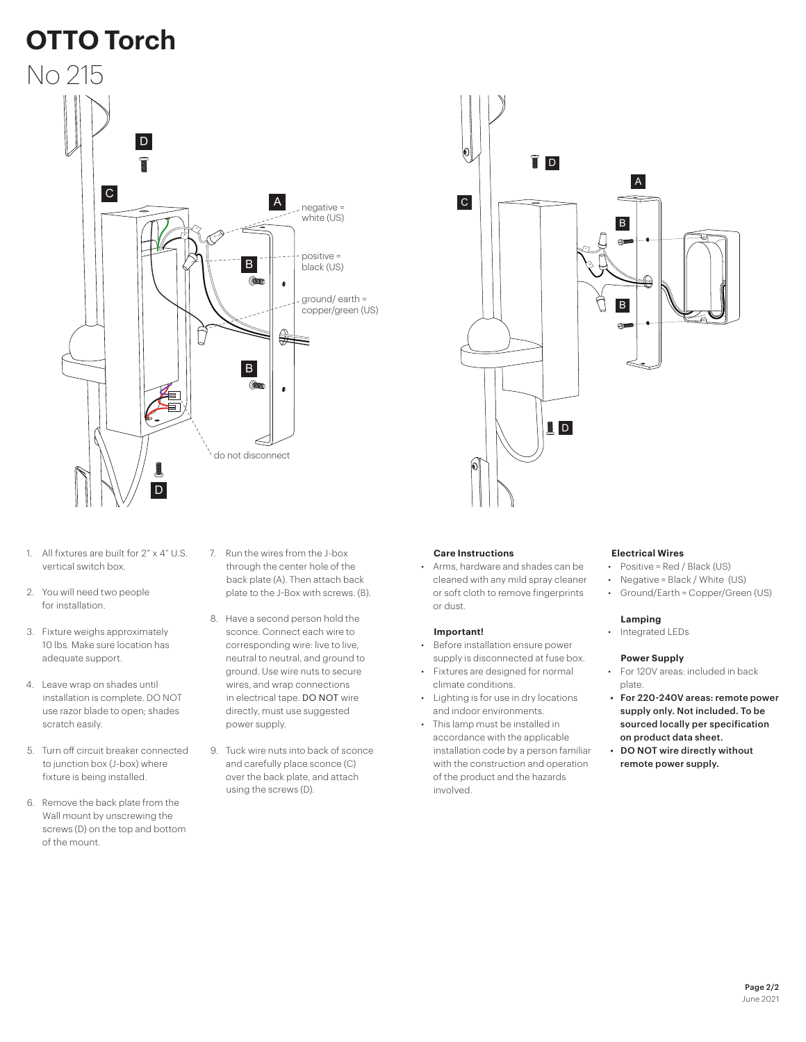// OTTO Torch

No 215

1. All fixtures are built for 2" x 4" U.S. vertical switch box.
2. You will need two people for installation.
3. Fixture weighs approximately 10 lbs. Make sure location has adequate support.
4. Leave wrap on shades until installation is complete. DO NOT use razor blade to open; shades scratch easily.
5. Turn off circuit breaker connected to junction box (J-box) where fixture is being installed.
6. Remove the back plate from the Wall mount by unscrewing the screws (D) on the top and bottom of the mount.
7. Run the wires from the J-box through the center hole of the back plate (A). Then attach back plate to the J-Box with screws. (B).
8. Have a second person hold the sconce. Connect each wire to corresponding wire: live to live, neutral to neutral, and ground to ground. Use wire nuts to secure wires, and wrap connections in electrical tape. DO NOT wire directly, must use suggested power supply.
9. Tuck wire nuts into back of sconce and carefully place sconce (C) over the back plate, and attach using the screws (D).

**Care Instructions**

- Arms, hardware and shades can be cleaned with any mild spray cleaner or soft cloth to remove fingerprints or dust.

**Important!**

- Before installation ensure power supply is disconnected at fuse box.
- Fixtures are designed for normal climate conditions.
- Lighting is for use in dry locations and indoor environments.
- This lamp must be installed in accordance with the applicable installation code by a person familiar with the construction and operation of the product and the hazards involved.

**Electrical Wires**

- Positive = Red / Black (US)
- Negative = Black / White (US)
- Ground/Earth = Copper/Green (US)

**Lamping**

- Integrated LEDs

**Power Supply**

- For 120V areas: included in back plate.
- **For 220-240V areas: remote power supply only. Not included. To be sourced locally per specification on product data sheet.**
- **DO NOT wire directly without remote power supply.**